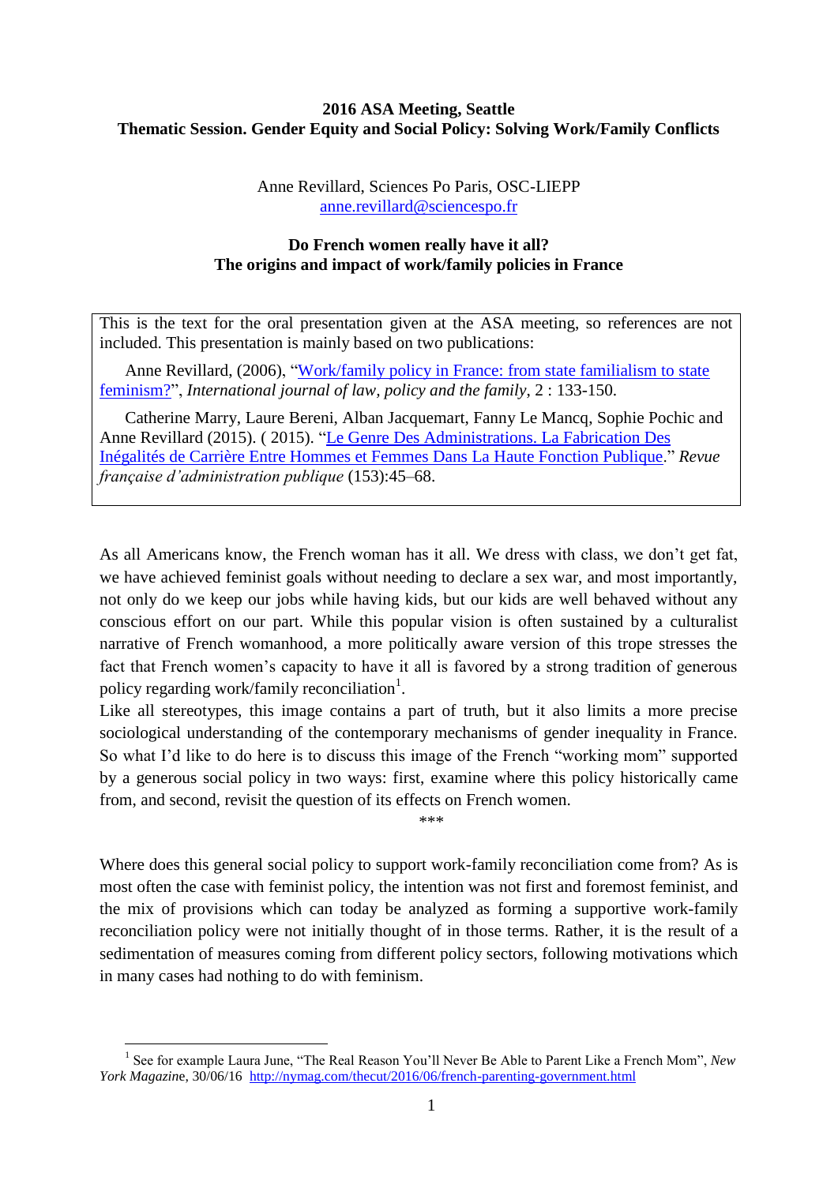**2016 ASA Meeting, Seattle**
**Thematic Session. Gender Equity and Social Policy: Solving Work/Family Conflicts**

Anne Revillard, Sciences Po Paris, OSC-LIEPP
anne.revillard@sciencespo.fr

# Do French women really have it all? The origins and impact of work/family policies in France

> This is the text for the oral presentation given at the ASA meeting, so references are not included. This presentation is mainly based on two publications:
>
> Anne Revillard, (2006), "Work/family policy in France: from state familialism to state feminism?", *International journal of law, policy and the family*, 2 : 133-150.
>
> Catherine Marry, Laure Bereni, Alban Jacquemart, Fanny Le Mancq, Sophie Pochic and Anne Revillard (2015). ( 2015). "Le Genre Des Administrations. La Fabrication Des Inégalités de Carrière Entre Hommes et Femmes Dans La Haute Fonction Publique." *Revue française d'administration publique* (153):45–68.

As all Americans know, the French woman has it all. We dress with class, we don't get fat, we have achieved feminist goals without needing to declare a sex war, and most importantly, not only do we keep our jobs while having kids, but our kids are well behaved without any conscious effort on our part. While this popular vision is often sustained by a culturalist narrative of French womanhood, a more politically aware version of this trope stresses the fact that French women's capacity to have it all is favored by a strong tradition of generous policy regarding work/family reconciliation[1].

Like all stereotypes, this image contains a part of truth, but it also limits a more precise sociological understanding of the contemporary mechanisms of gender inequality in France. So what I'd like to do here is to discuss this image of the French "working mom" supported by a generous social policy in two ways: first, examine where this policy historically came from, and second, revisit the question of its effects on French women.

\*\*\*

Where does this general social policy to support work-family reconciliation come from? As is most often the case with feminist policy, the intention was not first and foremost feminist, and the mix of provisions which can today be analyzed as forming a supportive work-family reconciliation policy were not initially thought of in those terms. Rather, it is the result of a sedimentation of measures coming from different policy sectors, following motivations which in many cases had nothing to do with feminism.

---

[1] See for example Laura June, "The Real Reason You'll Never Be Able to Parent Like a French Mom", *New York Magazine*, 30/06/16 http://nymag.com/thecut/2016/06/french-parenting-government.html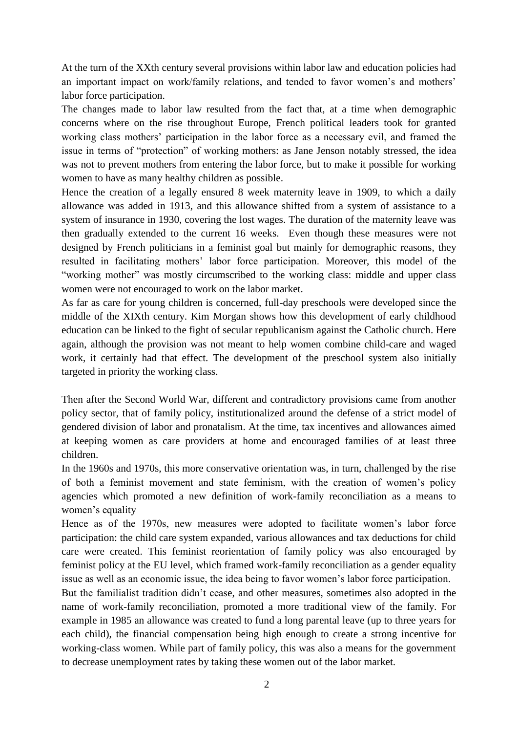At the turn of the XXth century several provisions within labor law and education policies had an important impact on work/family relations, and tended to favor women's and mothers' labor force participation.

The changes made to labor law resulted from the fact that, at a time when demographic concerns where on the rise throughout Europe, French political leaders took for granted working class mothers' participation in the labor force as a necessary evil, and framed the issue in terms of "protection" of working mothers: as Jane Jenson notably stressed, the idea was not to prevent mothers from entering the labor force, but to make it possible for working women to have as many healthy children as possible.

Hence the creation of a legally ensured 8 week maternity leave in 1909, to which a daily allowance was added in 1913, and this allowance shifted from a system of assistance to a system of insurance in 1930, covering the lost wages. The duration of the maternity leave was then gradually extended to the current 16 weeks. Even though these measures were not designed by French politicians in a feminist goal but mainly for demographic reasons, they resulted in facilitating mothers' labor force participation. Moreover, this model of the "working mother" was mostly circumscribed to the working class: middle and upper class women were not encouraged to work on the labor market.

As far as care for young children is concerned, full-day preschools were developed since the middle of the XIXth century. Kim Morgan shows how this development of early childhood education can be linked to the fight of secular republicanism against the Catholic church. Here again, although the provision was not meant to help women combine child-care and waged work, it certainly had that effect. The development of the preschool system also initially targeted in priority the working class.

Then after the Second World War, different and contradictory provisions came from another policy sector, that of family policy, institutionalized around the defense of a strict model of gendered division of labor and pronatalism. At the time, tax incentives and allowances aimed at keeping women as care providers at home and encouraged families of at least three children.

In the 1960s and 1970s, this more conservative orientation was, in turn, challenged by the rise of both a feminist movement and state feminism, with the creation of women's policy agencies which promoted a new definition of work-family reconciliation as a means to women's equality

Hence as of the 1970s, new measures were adopted to facilitate women's labor force participation: the child care system expanded, various allowances and tax deductions for child care were created. This feminist reorientation of family policy was also encouraged by feminist policy at the EU level, which framed work-family reconciliation as a gender equality issue as well as an economic issue, the idea being to favor women's labor force participation.

But the familialist tradition didn't cease, and other measures, sometimes also adopted in the name of work-family reconciliation, promoted a more traditional view of the family. For example in 1985 an allowance was created to fund a long parental leave (up to three years for each child), the financial compensation being high enough to create a strong incentive for working-class women. While part of family policy, this was also a means for the government to decrease unemployment rates by taking these women out of the labor market.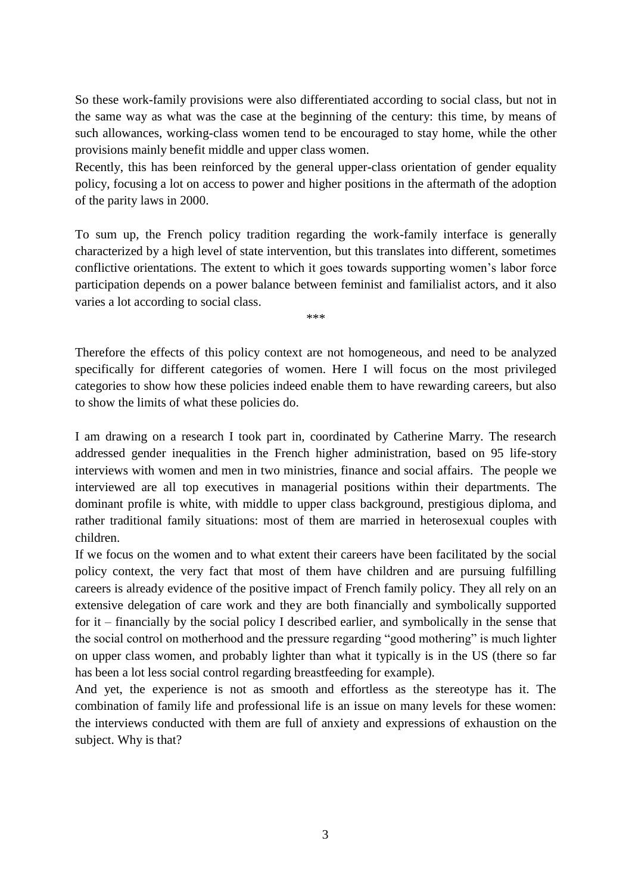So these work-family provisions were also differentiated according to social class, but not in the same way as what was the case at the beginning of the century: this time, by means of such allowances, working-class women tend to be encouraged to stay home, while the other provisions mainly benefit middle and upper class women.

Recently, this has been reinforced by the general upper-class orientation of gender equality policy, focusing a lot on access to power and higher positions in the aftermath of the adoption of the parity laws in 2000.

To sum up, the French policy tradition regarding the work-family interface is generally characterized by a high level of state intervention, but this translates into different, sometimes conflictive orientations. The extent to which it goes towards supporting women's labor force participation depends on a power balance between feminist and familialist actors, and it also varies a lot according to social class.

\*\*\*

Therefore the effects of this policy context are not homogeneous, and need to be analyzed specifically for different categories of women. Here I will focus on the most privileged categories to show how these policies indeed enable them to have rewarding careers, but also to show the limits of what these policies do.

I am drawing on a research I took part in, coordinated by Catherine Marry. The research addressed gender inequalities in the French higher administration, based on 95 life-story interviews with women and men in two ministries, finance and social affairs. The people we interviewed are all top executives in managerial positions within their departments. The dominant profile is white, with middle to upper class background, prestigious diploma, and rather traditional family situations: most of them are married in heterosexual couples with children.

If we focus on the women and to what extent their careers have been facilitated by the social policy context, the very fact that most of them have children and are pursuing fulfilling careers is already evidence of the positive impact of French family policy. They all rely on an extensive delegation of care work and they are both financially and symbolically supported for it – financially by the social policy I described earlier, and symbolically in the sense that the social control on motherhood and the pressure regarding "good mothering" is much lighter on upper class women, and probably lighter than what it typically is in the US (there so far has been a lot less social control regarding breastfeeding for example).

And yet, the experience is not as smooth and effortless as the stereotype has it. The combination of family life and professional life is an issue on many levels for these women: the interviews conducted with them are full of anxiety and expressions of exhaustion on the subject. Why is that?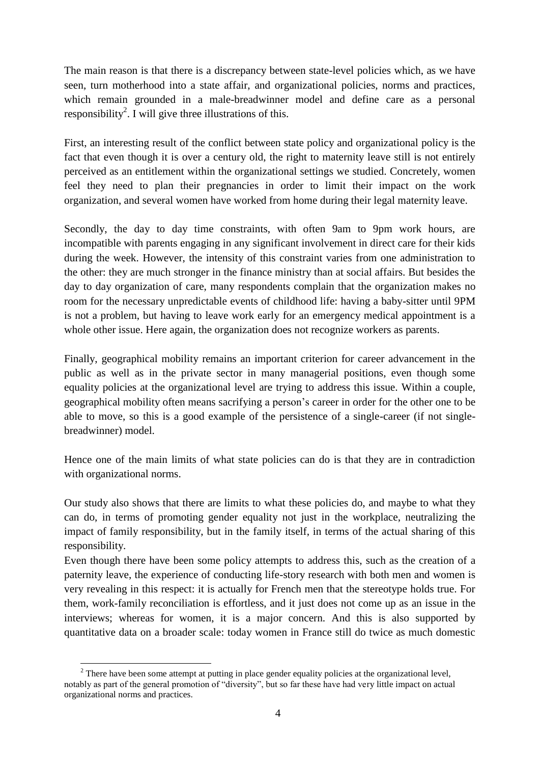The main reason is that there is a discrepancy between state-level policies which, as we have seen, turn motherhood into a state affair, and organizational policies, norms and practices, which remain grounded in a male-breadwinner model and define care as a personal responsibility[2]. I will give three illustrations of this.

First, an interesting result of the conflict between state policy and organizational policy is the fact that even though it is over a century old, the right to maternity leave still is not entirely perceived as an entitlement within the organizational settings we studied. Concretely, women feel they need to plan their pregnancies in order to limit their impact on the work organization, and several women have worked from home during their legal maternity leave.

Secondly, the day to day time constraints, with often 9am to 9pm work hours, are incompatible with parents engaging in any significant involvement in direct care for their kids during the week. However, the intensity of this constraint varies from one administration to the other: they are much stronger in the finance ministry than at social affairs. But besides the day to day organization of care, many respondents complain that the organization makes no room for the necessary unpredictable events of childhood life: having a baby-sitter until 9PM is not a problem, but having to leave work early for an emergency medical appointment is a whole other issue. Here again, the organization does not recognize workers as parents.

Finally, geographical mobility remains an important criterion for career advancement in the public as well as in the private sector in many managerial positions, even though some equality policies at the organizational level are trying to address this issue. Within a couple, geographical mobility often means sacrifying a person's career in order for the other one to be able to move, so this is a good example of the persistence of a single-career (if not single-breadwinner) model.

Hence one of the main limits of what state policies can do is that they are in contradiction with organizational norms.

Our study also shows that there are limits to what these policies do, and maybe to what they can do, in terms of promoting gender equality not just in the workplace, neutralizing the impact of family responsibility, but in the family itself, in terms of the actual sharing of this responsibility.

Even though there have been some policy attempts to address this, such as the creation of a paternity leave, the experience of conducting life-story research with both men and women is very revealing in this respect: it is actually for French men that the stereotype holds true. For them, work-family reconciliation is effortless, and it just does not come up as an issue in the interviews; whereas for women, it is a major concern. And this is also supported by quantitative data on a broader scale: today women in France still do twice as much domestic

[2] There have been some attempt at putting in place gender equality policies at the organizational level, notably as part of the general promotion of "diversity", but so far these have had very little impact on actual organizational norms and practices.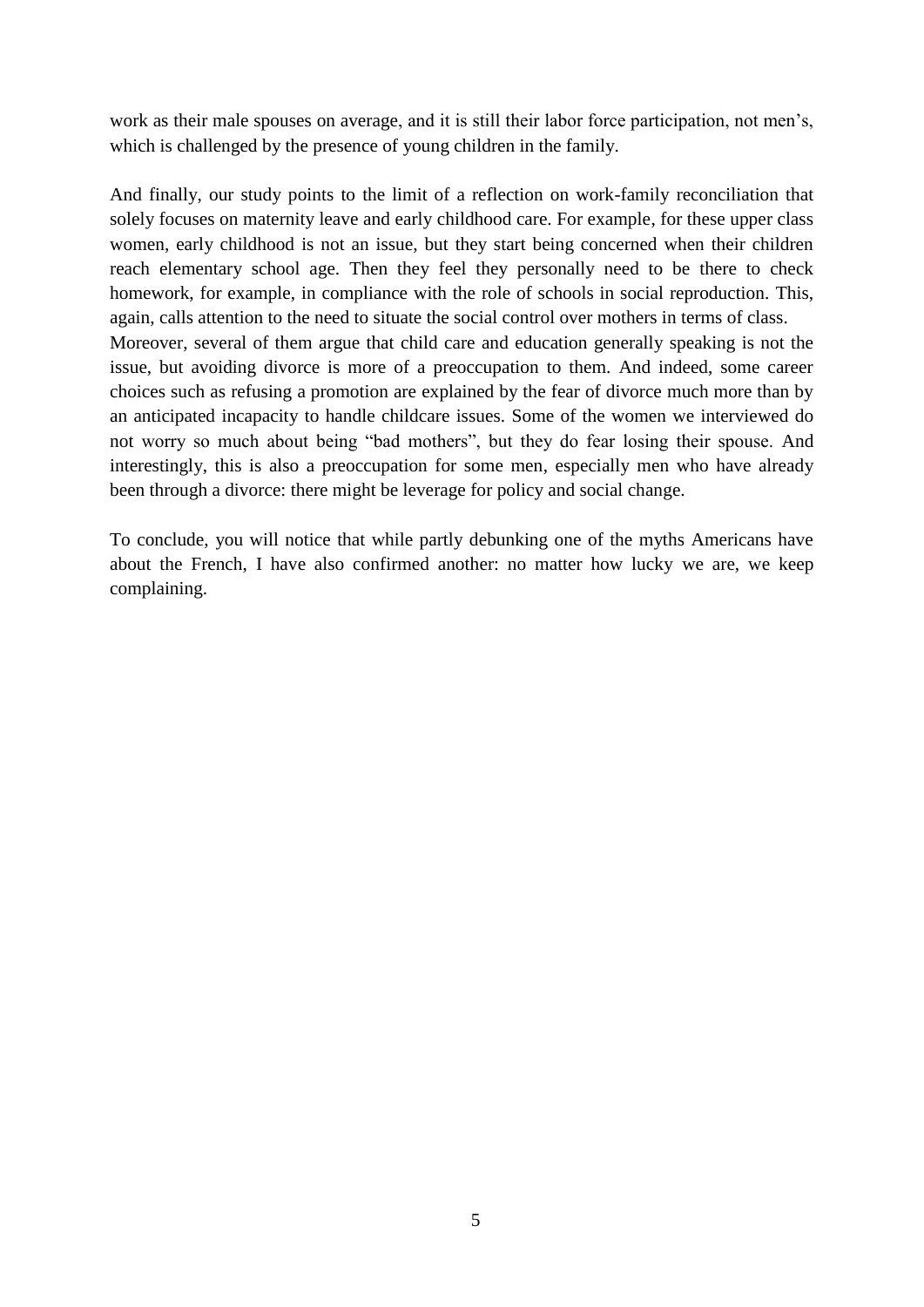work as their male spouses on average, and it is still their labor force participation, not men's, which is challenged by the presence of young children in the family.

And finally, our study points to the limit of a reflection on work-family reconciliation that solely focuses on maternity leave and early childhood care. For example, for these upper class women, early childhood is not an issue, but they start being concerned when their children reach elementary school age. Then they feel they personally need to be there to check homework, for example, in compliance with the role of schools in social reproduction. This, again, calls attention to the need to situate the social control over mothers in terms of class.
Moreover, several of them argue that child care and education generally speaking is not the issue, but avoiding divorce is more of a preoccupation to them. And indeed, some career choices such as refusing a promotion are explained by the fear of divorce much more than by an anticipated incapacity to handle childcare issues. Some of the women we interviewed do not worry so much about being "bad mothers", but they do fear losing their spouse. And interestingly, this is also a preoccupation for some men, especially men who have already been through a divorce: there might be leverage for policy and social change.

To conclude, you will notice that while partly debunking one of the myths Americans have about the French, I have also confirmed another: no matter how lucky we are, we keep complaining.